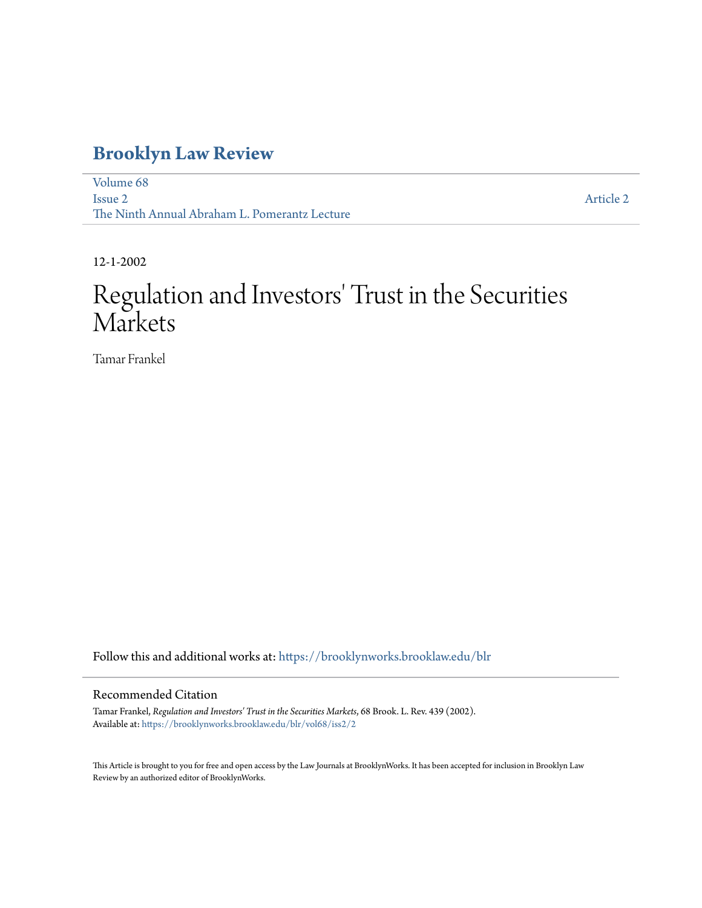# Brooklyn Law Review

Volume 68
Issue 2
The Ninth Annual Abraham L. Pomerantz Lecture

Article 2

12-1-2002

# Regulation and Investors' Trust in the Securities Markets

Tamar Frankel

Follow this and additional works at: https://brooklynworks.brooklaw.edu/blr

## Recommended Citation

Tamar Frankel, *Regulation and Investors' Trust in the Securities Markets*, 68 Brook. L. Rev. 439 (2002).
Available at: https://brooklynworks.brooklaw.edu/blr/vol68/iss2/2

This Article is brought to you for free and open access by the Law Journals at BrooklynWorks. It has been accepted for inclusion in Brooklyn Law Review by an authorized editor of BrooklynWorks.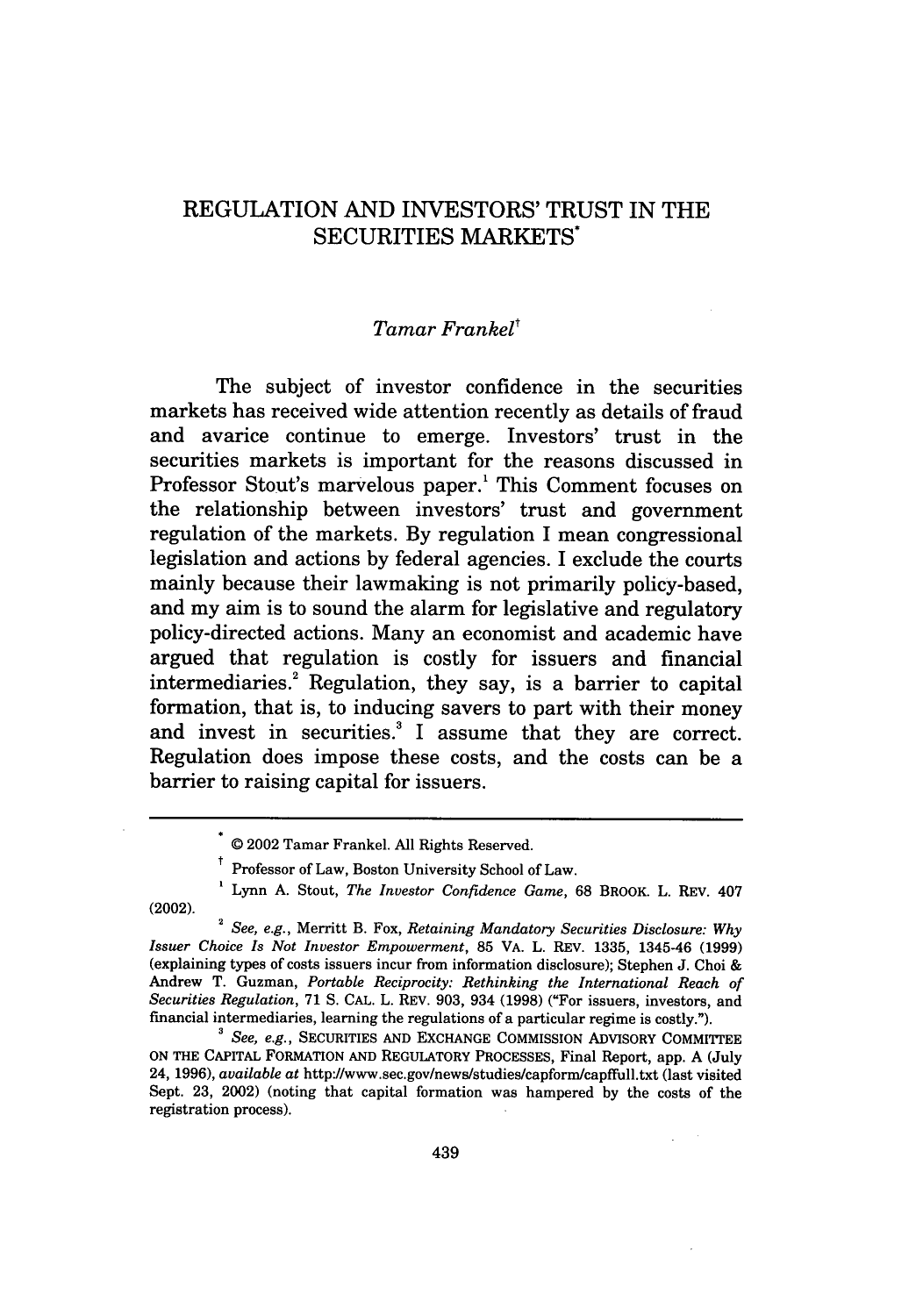# REGULATION AND INVESTORS' TRUST IN THE SECURITIES MARKETS*

*Tamar Frankel*†

The subject of investor confidence in the securities markets has received wide attention recently as details of fraud and avarice continue to emerge. Investors' trust in the securities markets is important for the reasons discussed in Professor Stout's marvelous paper.[1] This Comment focuses on the relationship between investors' trust and government regulation of the markets. By regulation I mean congressional legislation and actions by federal agencies. I exclude the courts mainly because their lawmaking is not primarily policy-based, and my aim is to sound the alarm for legislative and regulatory policy-directed actions. Many an economist and academic have argued that regulation is costly for issuers and financial intermediaries.[2] Regulation, they say, is a barrier to capital formation, that is, to inducing savers to part with their money and invest in securities.[3] I assume that they are correct. Regulation does impose these costs, and the costs can be a barrier to raising capital for issuers.

---

* © 2002 Tamar Frankel. All Rights Reserved.

† Professor of Law, Boston University School of Law.

[1] Lynn A. Stout, *The Investor Confidence Game*, 68 BROOK. L. REV. 407 (2002).

[2] *See, e.g.*, Merritt B. Fox, *Retaining Mandatory Securities Disclosure: Why Issuer Choice Is Not Investor Empowerment*, 85 VA. L. REV. 1335, 1345-46 (1999) (explaining types of costs issuers incur from information disclosure); Stephen J. Choi & Andrew T. Guzman, *Portable Reciprocity: Rethinking the International Reach of Securities Regulation*, 71 S. CAL. L. REV. 903, 934 (1998) ("For issuers, investors, and financial intermediaries, learning the regulations of a particular regime is costly.").

[3] *See, e.g.*, SECURITIES AND EXCHANGE COMMISSION ADVISORY COMMITTEE ON THE CAPITAL FORMATION AND REGULATORY PROCESSES, Final Report, app. A (July 24, 1996), *available at* http://www.sec.gov/news/studies/capform/capffull.txt (last visited Sept. 23, 2002) (noting that capital formation was hampered by the costs of the registration process).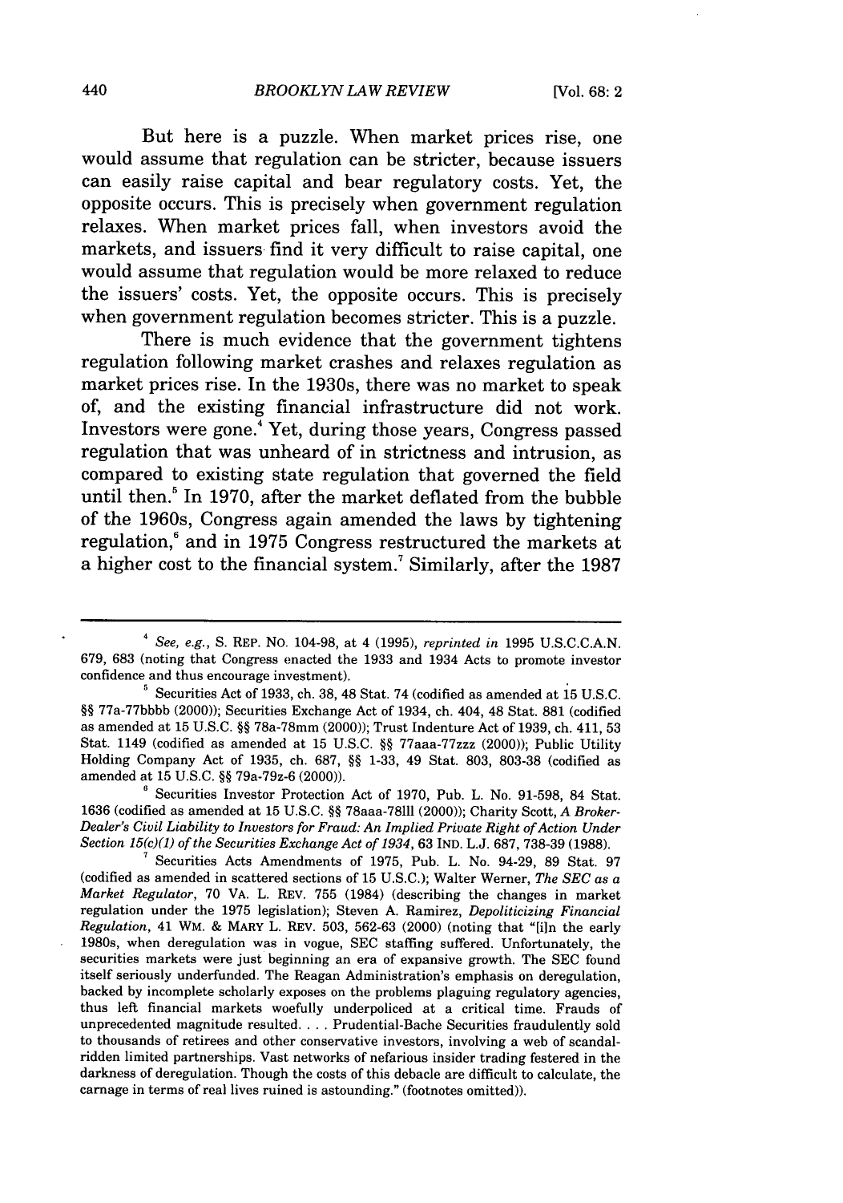But here is a puzzle. When market prices rise, one would assume that regulation can be stricter, because issuers can easily raise capital and bear regulatory costs. Yet, the opposite occurs. This is precisely when government regulation relaxes. When market prices fall, when investors avoid the markets, and issuers find it very difficult to raise capital, one would assume that regulation would be more relaxed to reduce the issuers' costs. Yet, the opposite occurs. This is precisely when government regulation becomes stricter. This is a puzzle.

There is much evidence that the government tightens regulation following market crashes and relaxes regulation as market prices rise. In the 1930s, there was no market to speak of, and the existing financial infrastructure did not work. Investors were gone.[4] Yet, during those years, Congress passed regulation that was unheard of in strictness and intrusion, as compared to existing state regulation that governed the field until then.[5] In 1970, after the market deflated from the bubble of the 1960s, Congress again amended the laws by tightening regulation,[6] and in 1975 Congress restructured the markets at a higher cost to the financial system.[7] Similarly, after the 1987

---

[4] *See, e.g.*, S. REP. NO. 104-98, at 4 (1995), *reprinted in* 1995 U.S.C.C.A.N. 679, 683 (noting that Congress enacted the 1933 and 1934 Acts to promote investor confidence and thus encourage investment).

[5] Securities Act of 1933, ch. 38, 48 Stat. 74 (codified as amended at 15 U.S.C. §§ 77a-77bbbb (2000)); Securities Exchange Act of 1934, ch. 404, 48 Stat. 881 (codified as amended at 15 U.S.C. §§ 78a-78mm (2000)); Trust Indenture Act of 1939, ch. 411, 53 Stat. 1149 (codified as amended at 15 U.S.C. §§ 77aaa-77zzz (2000)); Public Utility Holding Company Act of 1935, ch. 687, §§ 1-33, 49 Stat. 803, 803-38 (codified as amended at 15 U.S.C. §§ 79a-79z-6 (2000)).

[6] Securities Investor Protection Act of 1970, Pub. L. No. 91-598, 84 Stat. 1636 (codified as amended at 15 U.S.C. §§ 78aaa-78lll (2000)); Charity Scott, *A Broker-Dealer's Civil Liability to Investors for Fraud: An Implied Private Right of Action Under Section 15(c)(1) of the Securities Exchange Act of 1934*, 63 IND. L.J. 687, 738-39 (1988).

[7] Securities Acts Amendments of 1975, Pub. L. No. 94-29, 89 Stat. 97 (codified as amended in scattered sections of 15 U.S.C.); Walter Werner, *The SEC as a Market Regulator*, 70 VA. L. REV. 755 (1984) (describing the changes in market regulation under the 1975 legislation); Steven A. Ramirez, *Depoliticizing Financial Regulation*, 41 WM. & MARY L. REV. 503, 562-63 (2000) (noting that "[i]n the early 1980s, when deregulation was in vogue, SEC staffing suffered. Unfortunately, the securities markets were just beginning an era of expansive growth. The SEC found itself seriously underfunded. The Reagan Administration's emphasis on deregulation, backed by incomplete scholarly exposes on the problems plaguing regulatory agencies, thus left financial markets woefully underpoliced at a critical time. Frauds of unprecedented magnitude resulted. . . . Prudential-Bache Securities fraudulently sold to thousands of retirees and other conservative investors, involving a web of scandal-ridden limited partnerships. Vast networks of nefarious insider trading festered in the darkness of deregulation. Though the costs of this debacle are difficult to calculate, the carnage in terms of real lives ruined is astounding." (footnotes omitted)).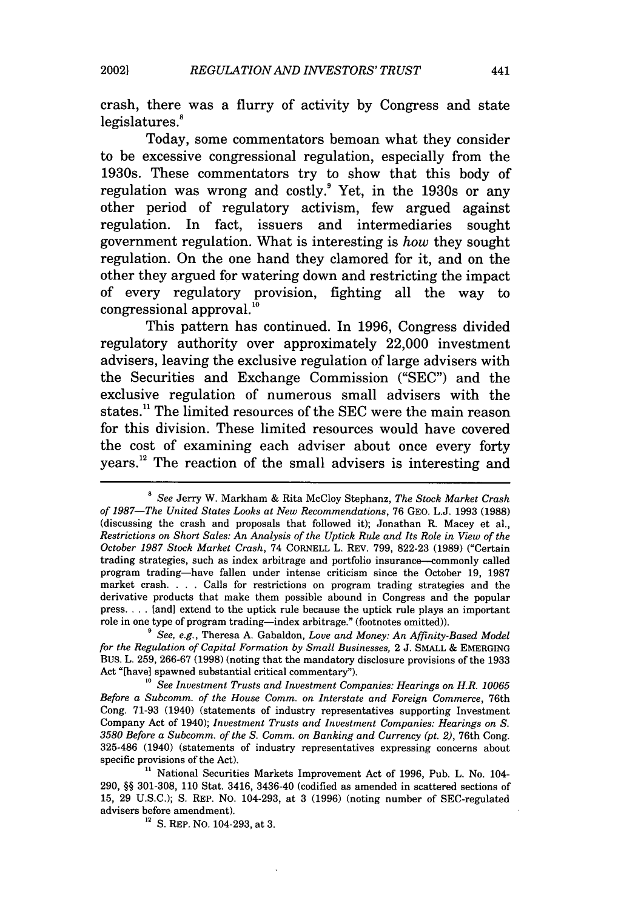crash, there was a flurry of activity by Congress and state legislatures.[8]

Today, some commentators bemoan what they consider to be excessive congressional regulation, especially from the 1930s. These commentators try to show that this body of regulation was wrong and costly.[9] Yet, in the 1930s or any other period of regulatory activism, few argued against regulation. In fact, issuers and intermediaries sought government regulation. What is interesting is *how* they sought regulation. On the one hand they clamored for it, and on the other they argued for watering down and restricting the impact of every regulatory provision, fighting all the way to congressional approval.[10]

This pattern has continued. In 1996, Congress divided regulatory authority over approximately 22,000 investment advisers, leaving the exclusive regulation of large advisers with the Securities and Exchange Commission ("SEC") and the exclusive regulation of numerous small advisers with the states.[11] The limited resources of the SEC were the main reason for this division. These limited resources would have covered the cost of examining each adviser about once every forty years.[12] The reaction of the small advisers is interesting and

---

[8] *See* Jerry W. Markham & Rita McCloy Stephanz, *The Stock Market Crash of 1987—The United States Looks at New Recommendations*, 76 GEO. L.J. 1993 (1988) (discussing the crash and proposals that followed it); Jonathan R. Macey et al., *Restrictions on Short Sales: An Analysis of the Uptick Rule and Its Role in View of the October 1987 Stock Market Crash*, 74 CORNELL L. REV. 799, 822-23 (1989) ("Certain trading strategies, such as index arbitrage and portfolio insurance—commonly called program trading—have fallen under intense criticism since the October 19, 1987 market crash. . . . Calls for restrictions on program trading strategies and the derivative products that make them possible abound in Congress and the popular press. . . . [and] extend to the uptick rule because the uptick rule plays an important role in one type of program trading—index arbitrage." (footnotes omitted)).

[9] *See, e.g.*, Theresa A. Gabaldon, *Love and Money: An Affinity-Based Model for the Regulation of Capital Formation by Small Businesses*, 2 J. SMALL & EMERGING BUS. L. 259, 266-67 (1998) (noting that the mandatory disclosure provisions of the 1933 Act "[have] spawned substantial critical commentary").

[10] *See Investment Trusts and Investment Companies: Hearings on H.R. 10065 Before a Subcomm. of the House Comm. on Interstate and Foreign Commerce*, 76th Cong. 71-93 (1940) (statements of industry representatives supporting Investment Company Act of 1940); *Investment Trusts and Investment Companies: Hearings on S. 3580 Before a Subcomm. of the S. Comm. on Banking and Currency (pt. 2)*, 76th Cong. 325-486 (1940) (statements of industry representatives expressing concerns about specific provisions of the Act).

[11] National Securities Markets Improvement Act of 1996, Pub. L. No. 104-290, §§ 301-308, 110 Stat. 3416, 3436-40 (codified as amended in scattered sections of 15, 29 U.S.C.); S. REP. NO. 104-293, at 3 (1996) (noting number of SEC-regulated advisers before amendment).

[12] S. REP. NO. 104-293, at 3.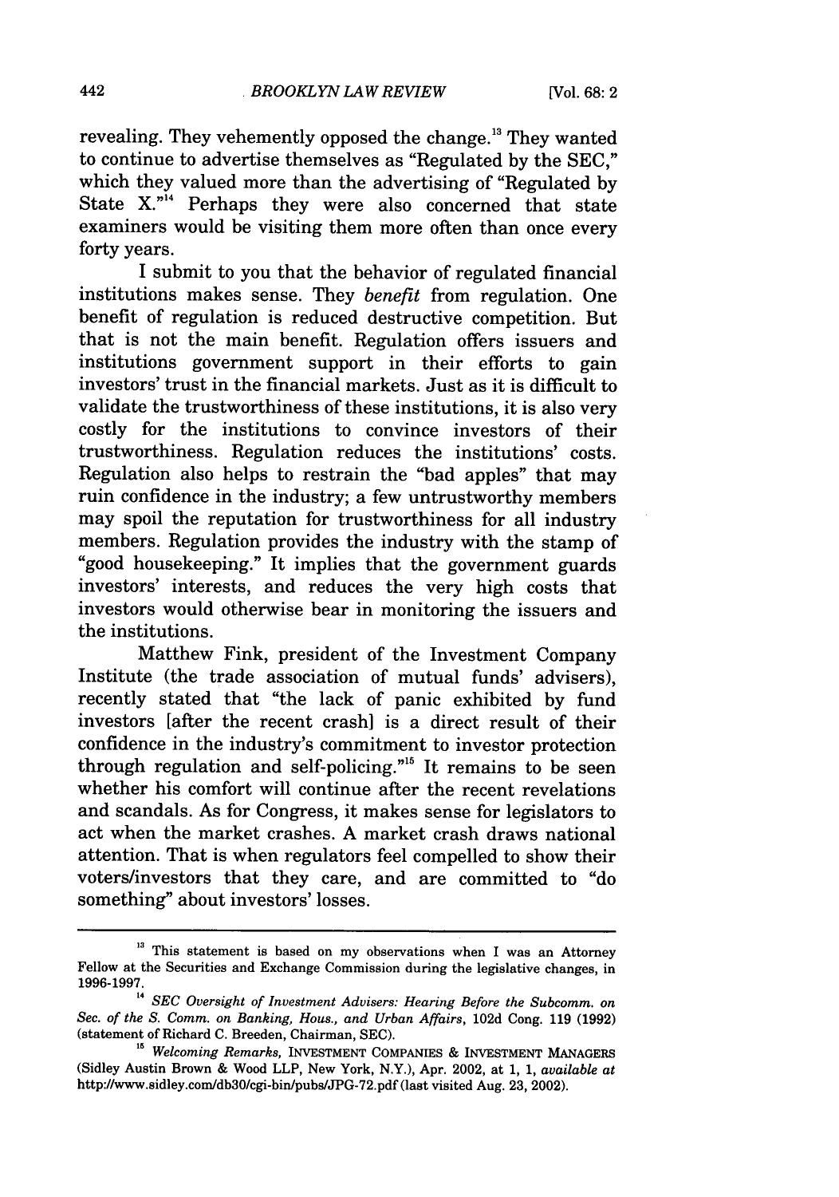revealing. They vehemently opposed the change.[13] They wanted to continue to advertise themselves as "Regulated by the SEC," which they valued more than the advertising of "Regulated by State X."[14] Perhaps they were also concerned that state examiners would be visiting them more often than once every forty years.

I submit to you that the behavior of regulated financial institutions makes sense. They *benefit* from regulation. One benefit of regulation is reduced destructive competition. But that is not the main benefit. Regulation offers issuers and institutions government support in their efforts to gain investors' trust in the financial markets. Just as it is difficult to validate the trustworthiness of these institutions, it is also very costly for the institutions to convince investors of their trustworthiness. Regulation reduces the institutions' costs. Regulation also helps to restrain the "bad apples" that may ruin confidence in the industry; a few untrustworthy members may spoil the reputation for trustworthiness for all industry members. Regulation provides the industry with the stamp of "good housekeeping." It implies that the government guards investors' interests, and reduces the very high costs that investors would otherwise bear in monitoring the issuers and the institutions.

Matthew Fink, president of the Investment Company Institute (the trade association of mutual funds' advisers), recently stated that "the lack of panic exhibited by fund investors [after the recent crash] is a direct result of their confidence in the industry's commitment to investor protection through regulation and self-policing."[15] It remains to be seen whether his comfort will continue after the recent revelations and scandals. As for Congress, it makes sense for legislators to act when the market crashes. A market crash draws national attention. That is when regulators feel compelled to show their voters/investors that they care, and are committed to "do something" about investors' losses.

---

[13] This statement is based on my observations when I was an Attorney Fellow at the Securities and Exchange Commission during the legislative changes, in 1996-1997.

[14] *SEC Oversight of Investment Advisers: Hearing Before the Subcomm. on Sec. of the S. Comm. on Banking, Hous., and Urban Affairs*, 102d Cong. 119 (1992) (statement of Richard C. Breeden, Chairman, SEC).

[15] *Welcoming Remarks*, INVESTMENT COMPANIES & INVESTMENT MANAGERS (Sidley Austin Brown & Wood LLP, New York, N.Y.), Apr. 2002, at 1, 1, *available at* http://www.sidley.com/db30/cgi-bin/pubs/JPG-72.pdf (last visited Aug. 23, 2002).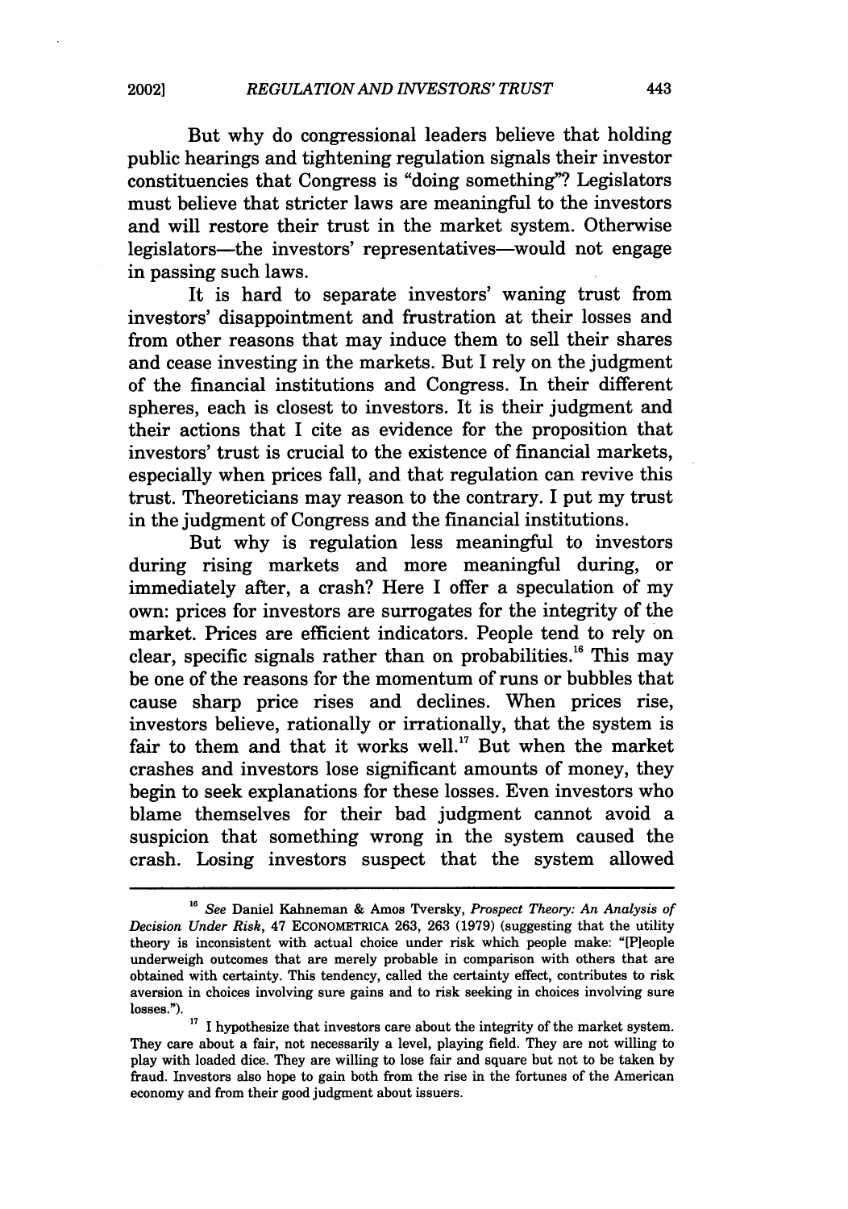But why do congressional leaders believe that holding public hearings and tightening regulation signals their investor constituencies that Congress is "doing something"? Legislators must believe that stricter laws are meaningful to the investors and will restore their trust in the market system. Otherwise legislators—the investors' representatives—would not engage in passing such laws.

It is hard to separate investors' waning trust from investors' disappointment and frustration at their losses and from other reasons that may induce them to sell their shares and cease investing in the markets. But I rely on the judgment of the financial institutions and Congress. In their different spheres, each is closest to investors. It is their judgment and their actions that I cite as evidence for the proposition that investors' trust is crucial to the existence of financial markets, especially when prices fall, and that regulation can revive this trust. Theoreticians may reason to the contrary. I put my trust in the judgment of Congress and the financial institutions.

But why is regulation less meaningful to investors during rising markets and more meaningful during, or immediately after, a crash? Here I offer a speculation of my own: prices for investors are surrogates for the integrity of the market. Prices are efficient indicators. People tend to rely on clear, specific signals rather than on probabilities.[16] This may be one of the reasons for the momentum of runs or bubbles that cause sharp price rises and declines. When prices rise, investors believe, rationally or irrationally, that the system is fair to them and that it works well.[17] But when the market crashes and investors lose significant amounts of money, they begin to seek explanations for these losses. Even investors who blame themselves for their bad judgment cannot avoid a suspicion that something wrong in the system caused the crash. Losing investors suspect that the system allowed

---

[16] *See* Daniel Kahneman & Amos Tversky, *Prospect Theory: An Analysis of Decision Under Risk*, 47 ECONOMETRICA 263, 263 (1979) (suggesting that the utility theory is inconsistent with actual choice under risk which people make: "[P]eople underweigh outcomes that are merely probable in comparison with others that are obtained with certainty. This tendency, called the certainty effect, contributes to risk aversion in choices involving sure gains and to risk seeking in choices involving sure losses.").

[17] I hypothesize that investors care about the integrity of the market system. They care about a fair, not necessarily a level, playing field. They are not willing to play with loaded dice. They are willing to lose fair and square but not to be taken by fraud. Investors also hope to gain both from the rise in the fortunes of the American economy and from their good judgment about issuers.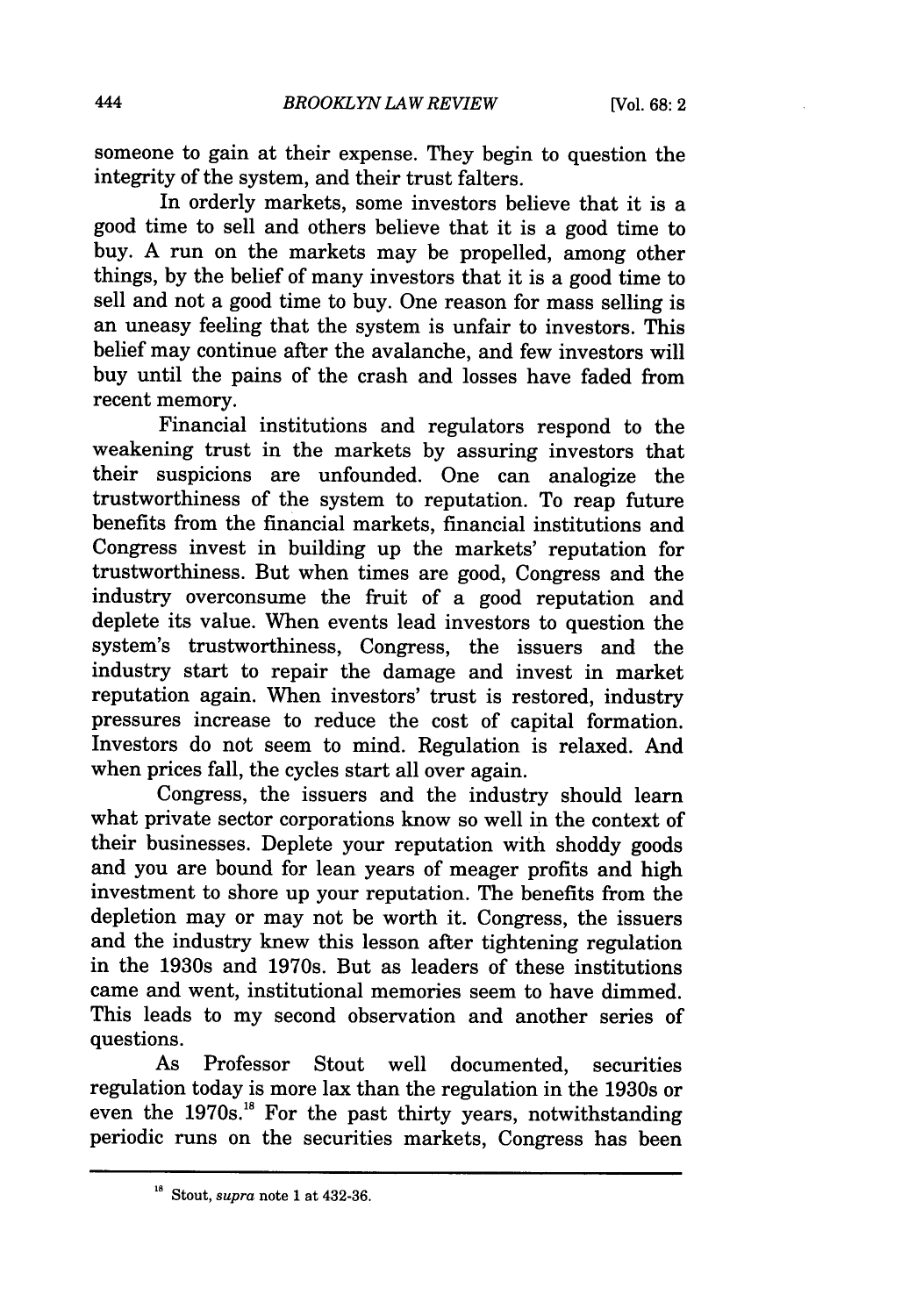someone to gain at their expense. They begin to question the integrity of the system, and their trust falters.

In orderly markets, some investors believe that it is a good time to sell and others believe that it is a good time to buy. A run on the markets may be propelled, among other things, by the belief of many investors that it is a good time to sell and not a good time to buy. One reason for mass selling is an uneasy feeling that the system is unfair to investors. This belief may continue after the avalanche, and few investors will buy until the pains of the crash and losses have faded from recent memory.

Financial institutions and regulators respond to the weakening trust in the markets by assuring investors that their suspicions are unfounded. One can analogize the trustworthiness of the system to reputation. To reap future benefits from the financial markets, financial institutions and Congress invest in building up the markets' reputation for trustworthiness. But when times are good, Congress and the industry overconsume the fruit of a good reputation and deplete its value. When events lead investors to question the system's trustworthiness, Congress, the issuers and the industry start to repair the damage and invest in market reputation again. When investors' trust is restored, industry pressures increase to reduce the cost of capital formation. Investors do not seem to mind. Regulation is relaxed. And when prices fall, the cycles start all over again.

Congress, the issuers and the industry should learn what private sector corporations know so well in the context of their businesses. Deplete your reputation with shoddy goods and you are bound for lean years of meager profits and high investment to shore up your reputation. The benefits from the depletion may or may not be worth it. Congress, the issuers and the industry knew this lesson after tightening regulation in the 1930s and 1970s. But as leaders of these institutions came and went, institutional memories seem to have dimmed. This leads to my second observation and another series of questions.

As Professor Stout well documented, securities regulation today is more lax than the regulation in the 1930s or even the 1970s.[18] For the past thirty years, notwithstanding periodic runs on the securities markets, Congress has been

---

[18] Stout, *supra* note 1 at 432-36.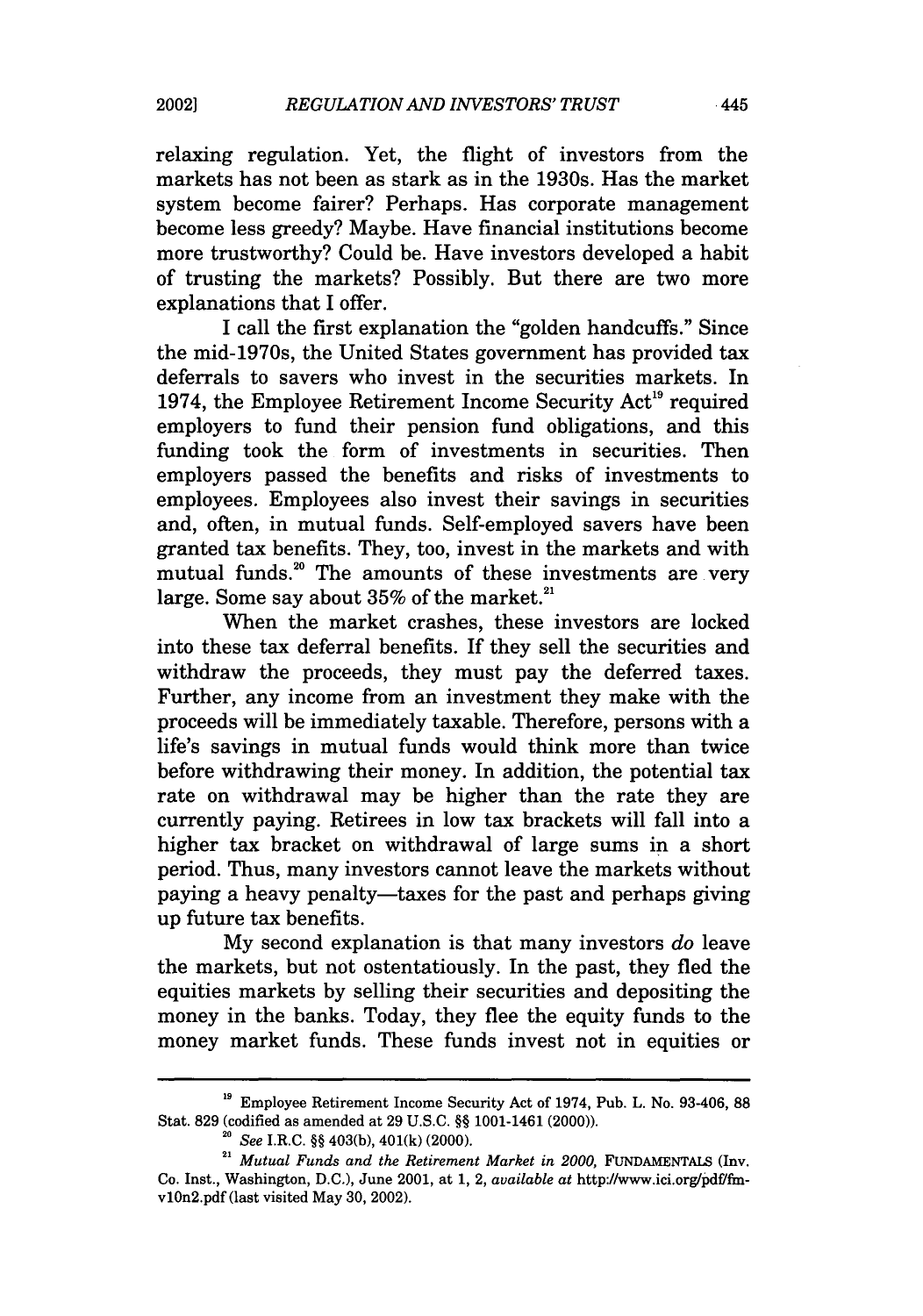relaxing regulation. Yet, the flight of investors from the markets has not been as stark as in the 1930s. Has the market system become fairer? Perhaps. Has corporate management become less greedy? Maybe. Have financial institutions become more trustworthy? Could be. Have investors developed a habit of trusting the markets? Possibly. But there are two more explanations that I offer.

I call the first explanation the "golden handcuffs." Since the mid-1970s, the United States government has provided tax deferrals to savers who invest in the securities markets. In 1974, the Employee Retirement Income Security Act[19] required employers to fund their pension fund obligations, and this funding took the form of investments in securities. Then employers passed the benefits and risks of investments to employees. Employees also invest their savings in securities and, often, in mutual funds. Self-employed savers have been granted tax benefits. They, too, invest in the markets and with mutual funds.[20] The amounts of these investments are very large. Some say about 35% of the market.[21]

When the market crashes, these investors are locked into these tax deferral benefits. If they sell the securities and withdraw the proceeds, they must pay the deferred taxes. Further, any income from an investment they make with the proceeds will be immediately taxable. Therefore, persons with a life's savings in mutual funds would think more than twice before withdrawing their money. In addition, the potential tax rate on withdrawal may be higher than the rate they are currently paying. Retirees in low tax brackets will fall into a higher tax bracket on withdrawal of large sums in a short period. Thus, many investors cannot leave the markets without paying a heavy penalty—taxes for the past and perhaps giving up future tax benefits.

My second explanation is that many investors *do* leave the markets, but not ostentatiously. In the past, they fled the equities markets by selling their securities and depositing the money in the banks. Today, they flee the equity funds to the money market funds. These funds invest not in equities or

---

[19] Employee Retirement Income Security Act of 1974, Pub. L. No. 93-406, 88 Stat. 829 (codified as amended at 29 U.S.C. §§ 1001-1461 (2000)).

[20] *See* I.R.C. §§ 403(b), 401(k) (2000).

[21] *Mutual Funds and the Retirement Market in 2000*, FUNDAMENTALS (Inv. Co. Inst., Washington, D.C.), June 2001, at 1, 2, *available at* http://www.ici.org/pdf/fm-v10n2.pdf (last visited May 30, 2002).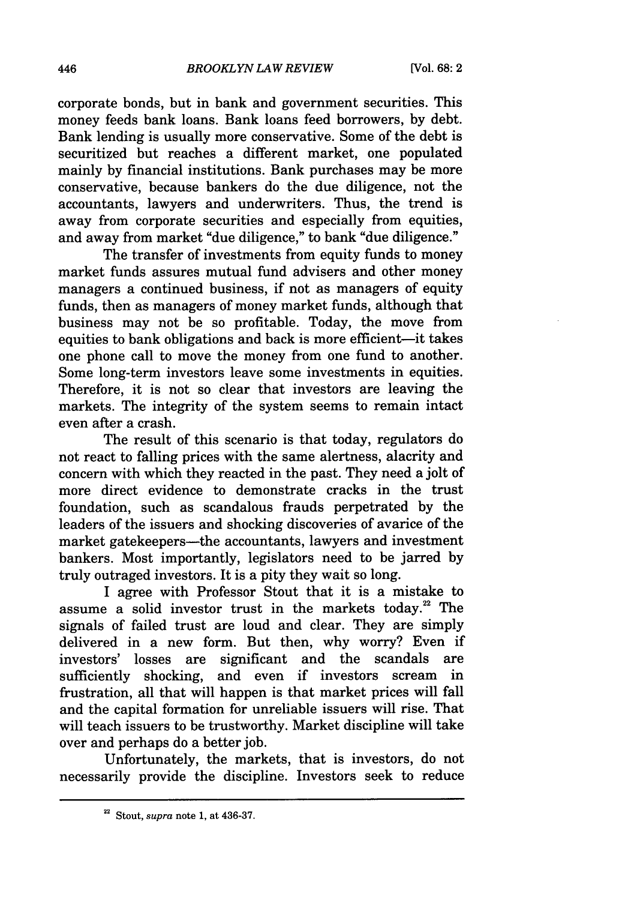corporate bonds, but in bank and government securities. This money feeds bank loans. Bank loans feed borrowers, by debt. Bank lending is usually more conservative. Some of the debt is securitized but reaches a different market, one populated mainly by financial institutions. Bank purchases may be more conservative, because bankers do the due diligence, not the accountants, lawyers and underwriters. Thus, the trend is away from corporate securities and especially from equities, and away from market "due diligence," to bank "due diligence."

The transfer of investments from equity funds to money market funds assures mutual fund advisers and other money managers a continued business, if not as managers of equity funds, then as managers of money market funds, although that business may not be so profitable. Today, the move from equities to bank obligations and back is more efficient—it takes one phone call to move the money from one fund to another. Some long-term investors leave some investments in equities. Therefore, it is not so clear that investors are leaving the markets. The integrity of the system seems to remain intact even after a crash.

The result of this scenario is that today, regulators do not react to falling prices with the same alertness, alacrity and concern with which they reacted in the past. They need a jolt of more direct evidence to demonstrate cracks in the trust foundation, such as scandalous frauds perpetrated by the leaders of the issuers and shocking discoveries of avarice of the market gatekeepers—the accountants, lawyers and investment bankers. Most importantly, legislators need to be jarred by truly outraged investors. It is a pity they wait so long.

I agree with Professor Stout that it is a mistake to assume a solid investor trust in the markets today.[22] The signals of failed trust are loud and clear. They are simply delivered in a new form. But then, why worry? Even if investors' losses are significant and the scandals are sufficiently shocking, and even if investors scream in frustration, all that will happen is that market prices will fall and the capital formation for unreliable issuers will rise. That will teach issuers to be trustworthy. Market discipline will take over and perhaps do a better job.

Unfortunately, the markets, that is investors, do not necessarily provide the discipline. Investors seek to reduce

---

[22] Stout, *supra* note 1, at 436-37.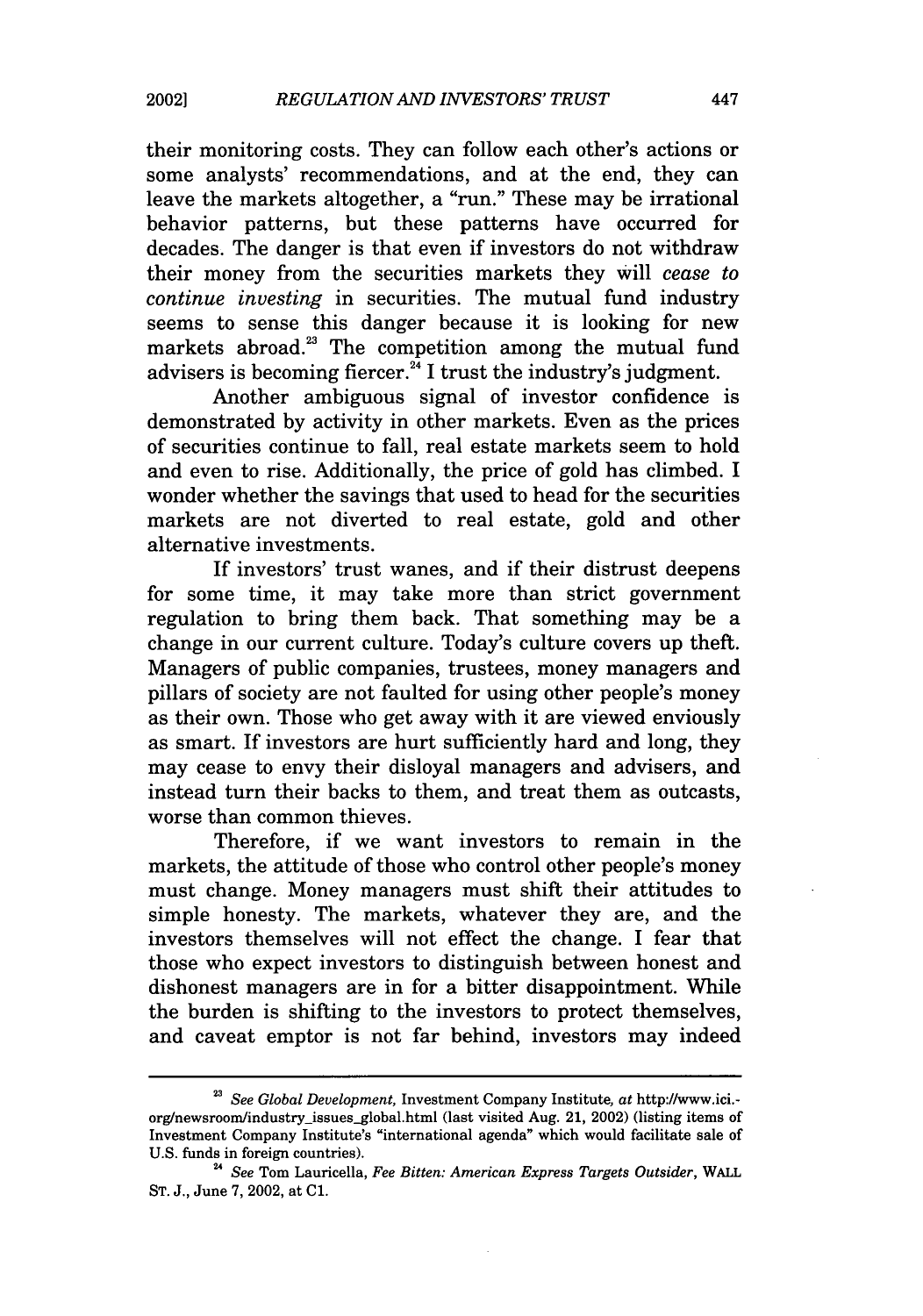their monitoring costs. They can follow each other's actions or some analysts' recommendations, and at the end, they can leave the markets altogether, a "run." These may be irrational behavior patterns, but these patterns have occurred for decades. The danger is that even if investors do not withdraw their money from the securities markets they will *cease to continue investing* in securities. The mutual fund industry seems to sense this danger because it is looking for new markets abroad.[23] The competition among the mutual fund advisers is becoming fiercer.[24] I trust the industry's judgment.

Another ambiguous signal of investor confidence is demonstrated by activity in other markets. Even as the prices of securities continue to fall, real estate markets seem to hold and even to rise. Additionally, the price of gold has climbed. I wonder whether the savings that used to head for the securities markets are not diverted to real estate, gold and other alternative investments.

If investors' trust wanes, and if their distrust deepens for some time, it may take more than strict government regulation to bring them back. That something may be a change in our current culture. Today's culture covers up theft. Managers of public companies, trustees, money managers and pillars of society are not faulted for using other people's money as their own. Those who get away with it are viewed enviously as smart. If investors are hurt sufficiently hard and long, they may cease to envy their disloyal managers and advisers, and instead turn their backs to them, and treat them as outcasts, worse than common thieves.

Therefore, if we want investors to remain in the markets, the attitude of those who control other people's money must change. Money managers must shift their attitudes to simple honesty. The markets, whatever they are, and the investors themselves will not effect the change. I fear that those who expect investors to distinguish between honest and dishonest managers are in for a bitter disappointment. While the burden is shifting to the investors to protect themselves, and caveat emptor is not far behind, investors may indeed

---

[23] *See Global Development,* Investment Company Institute, *at* http://www.ici.org/newsroom/industry_issues_global.html (last visited Aug. 21, 2002) (listing items of Investment Company Institute's "international agenda" which would facilitate sale of U.S. funds in foreign countries).

[24] *See* Tom Lauricella, *Fee Bitten: American Express Targets Outsider,* WALL ST. J., June 7, 2002, at C1.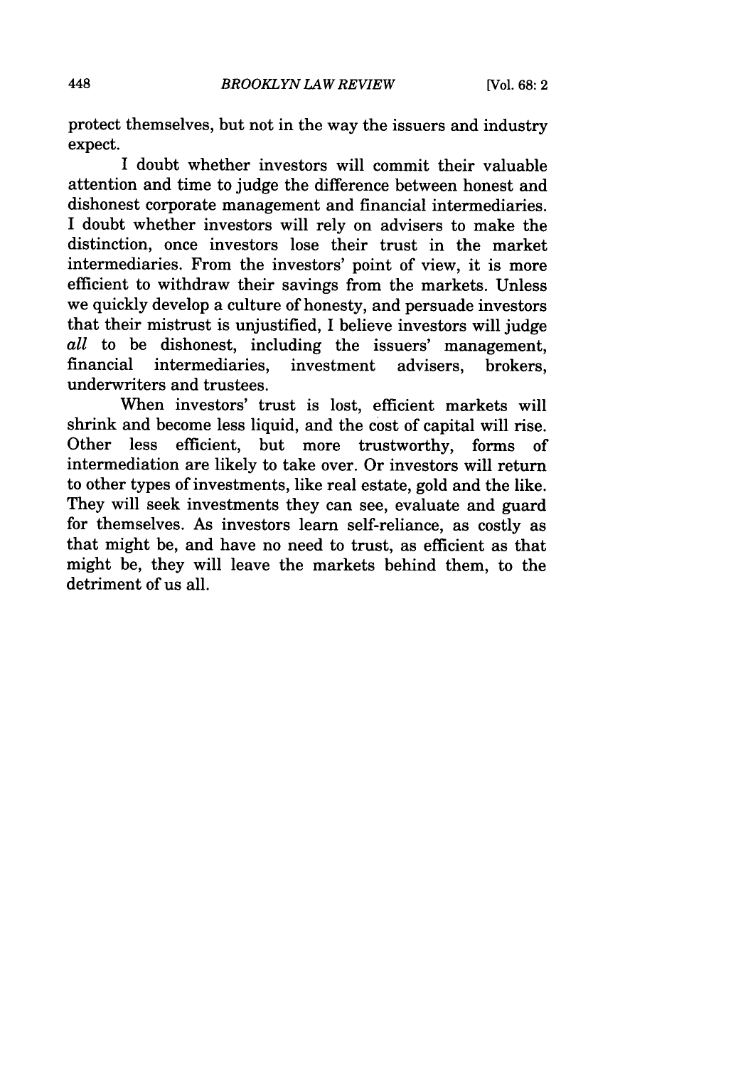protect themselves, but not in the way the issuers and industry expect.

I doubt whether investors will commit their valuable attention and time to judge the difference between honest and dishonest corporate management and financial intermediaries. I doubt whether investors will rely on advisers to make the distinction, once investors lose their trust in the market intermediaries. From the investors' point of view, it is more efficient to withdraw their savings from the markets. Unless we quickly develop a culture of honesty, and persuade investors that their mistrust is unjustified, I believe investors will judge *all* to be dishonest, including the issuers' management, financial intermediaries, investment advisers, brokers, underwriters and trustees.

When investors' trust is lost, efficient markets will shrink and become less liquid, and the cost of capital will rise. Other less efficient, but more trustworthy, forms of intermediation are likely to take over. Or investors will return to other types of investments, like real estate, gold and the like. They will seek investments they can see, evaluate and guard for themselves. As investors learn self-reliance, as costly as that might be, and have no need to trust, as efficient as that might be, they will leave the markets behind them, to the detriment of us all.